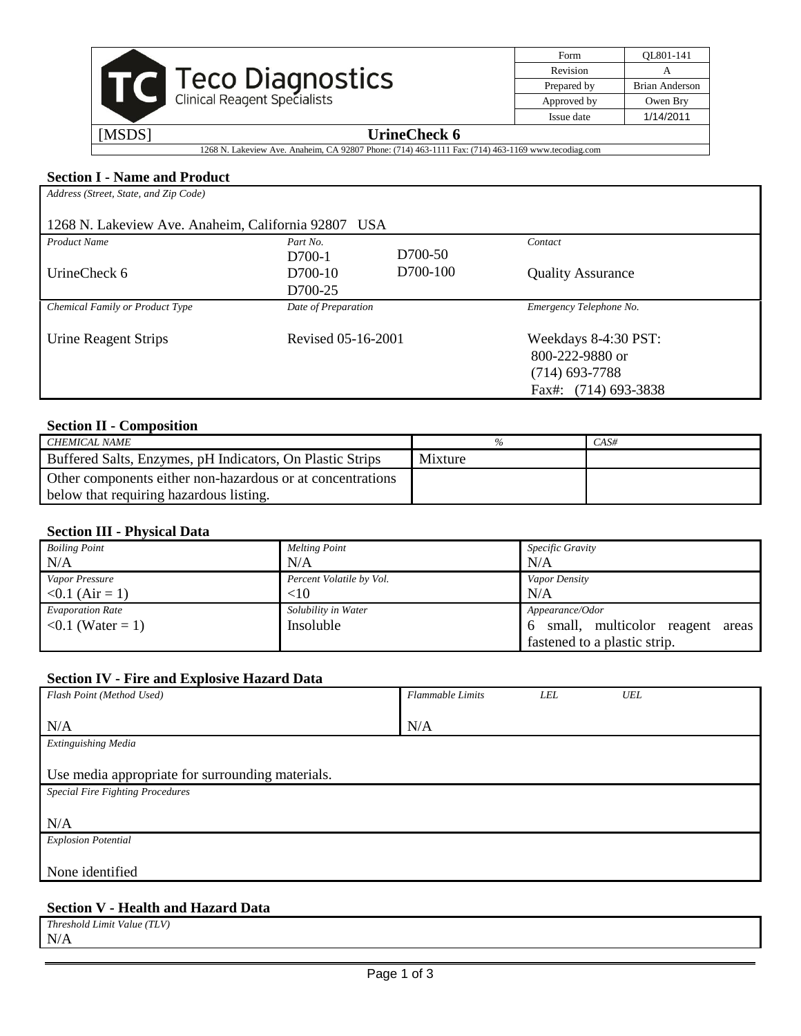| Teco Diagnostics<br>Clinical Reagent Specialists | Form | QL801-141 |
|---|---|---|
| | Revision | A |
| | Prepared by | Brian Anderson |
| | Approved by | Owen Bry |
| | Issue date | 1/14/2011 |

[MSDS] **UrineCheck 6**

1268 N. Lakeview Ave. Anaheim, CA 92807 Phone: (714) 463-1111 Fax: (714) 463-1169 www.tecodiag.com

### Section I - Name and Product

*Address (Street, State, and Zip Code)*

1268 N. Lakeview Ave. Anaheim, California 92807 USA

| *Product Name* | *Part No.* | | *Contact* |
|---|---|---|---|
| UrineCheck 6 | D700-1<br>D700-10<br>D700-25 | D700-50<br>D700-100 | Quality Assurance |

| *Chemical Family or Product Type* | *Date of Preparation* | *Emergency Telephone No.* |
|---|---|---|
| Urine Reagent Strips | Revised 05-16-2001 | Weekdays 8-4:30 PST:<br>800-222-9880 or<br>(714) 693-7788<br>Fax#: (714) 693-3838 |

### Section II - Composition

| *CHEMICAL NAME* | *%* | *CAS#* |
|---|---|---|
| Buffered Salts, Enzymes, pH Indicators, On Plastic Strips | Mixture | |
| Other components either non-hazardous or at concentrations below that requiring hazardous listing. | | |

### Section III - Physical Data

| *Boiling Point* | *Melting Point* | *Specific Gravity* |
|---|---|---|
| N/A | N/A | N/A |
| *Vapor Pressure* | *Percent Volatile by Vol.* | *Vapor Density* |
| <0.1 (Air = 1) | <10 | N/A |
| *Evaporation Rate* | *Solubility in Water* | *Appearance/Odor* |
| <0.1 (Water = 1) | Insoluble | 6 small, multicolor reagent areas fastened to a plastic strip. |

### Section IV - Fire and Explosive Hazard Data

| *Flash Point (Method Used)* | *Flammable Limits* *LEL* *UEL* |
|---|---|
| N/A | N/A |

*Extinguishing Media*

Use media appropriate for surrounding materials.

*Special Fire Fighting Procedures*

N/A

*Explosion Potential*

None identified

### Section V - Health and Hazard Data

*Threshold Limit Value (TLV)*

N/A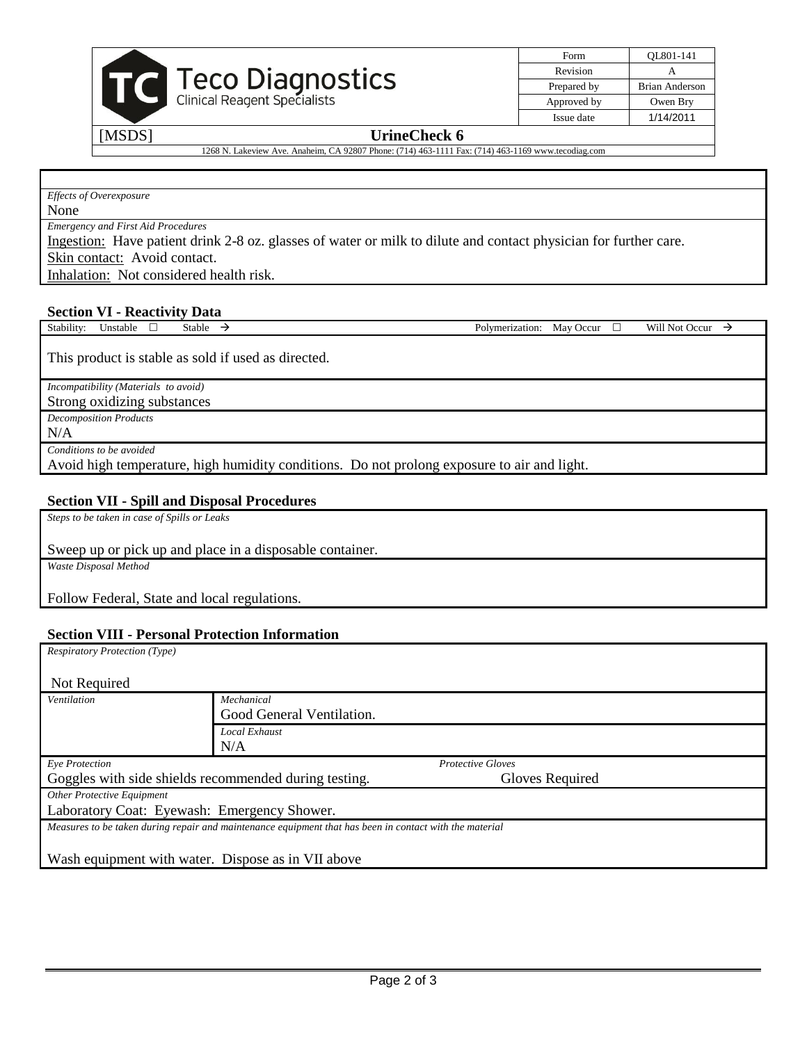*Effects of Overexposure*

None

*Emergency and First Aid Procedures*

Ingestion: Have patient drink 2-8 oz. glasses of water or milk to dilute and contact physician for further care.

Skin contact: Avoid contact.

Inhalation: Not considered health risk.

## Section VI - Reactivity Data

Stability: Unstable ☐ Stable → Polymerization: May Occur ☐ Will Not Occur →

This product is stable as sold if used as directed.

*Incompatibility (Materials to avoid)*

Strong oxidizing substances

*Decomposition Products*

N/A

*Conditions to be avoided*

Avoid high temperature, high humidity conditions. Do not prolong exposure to air and light.

## Section VII - Spill and Disposal Procedures

*Steps to be taken in case of Spills or Leaks*

Sweep up or pick up and place in a disposable container.

*Waste Disposal Method*

Follow Federal, State and local regulations.

## Section VIII - Personal Protection Information

*Respiratory Protection (Type)*

Not Required

| *Ventilation* | *Mechanical* Good General Ventilation. |
|---|---|
| | *Local Exhaust* N/A |

*Eye Protection*

Goggles with side shields recommended during testing.

*Protective Gloves*

Gloves Required

*Other Protective Equipment*

Laboratory Coat: Eyewash: Emergency Shower.

*Measures to be taken during repair and maintenance equipment that has been in contact with the material*

Wash equipment with water. Dispose as in VII above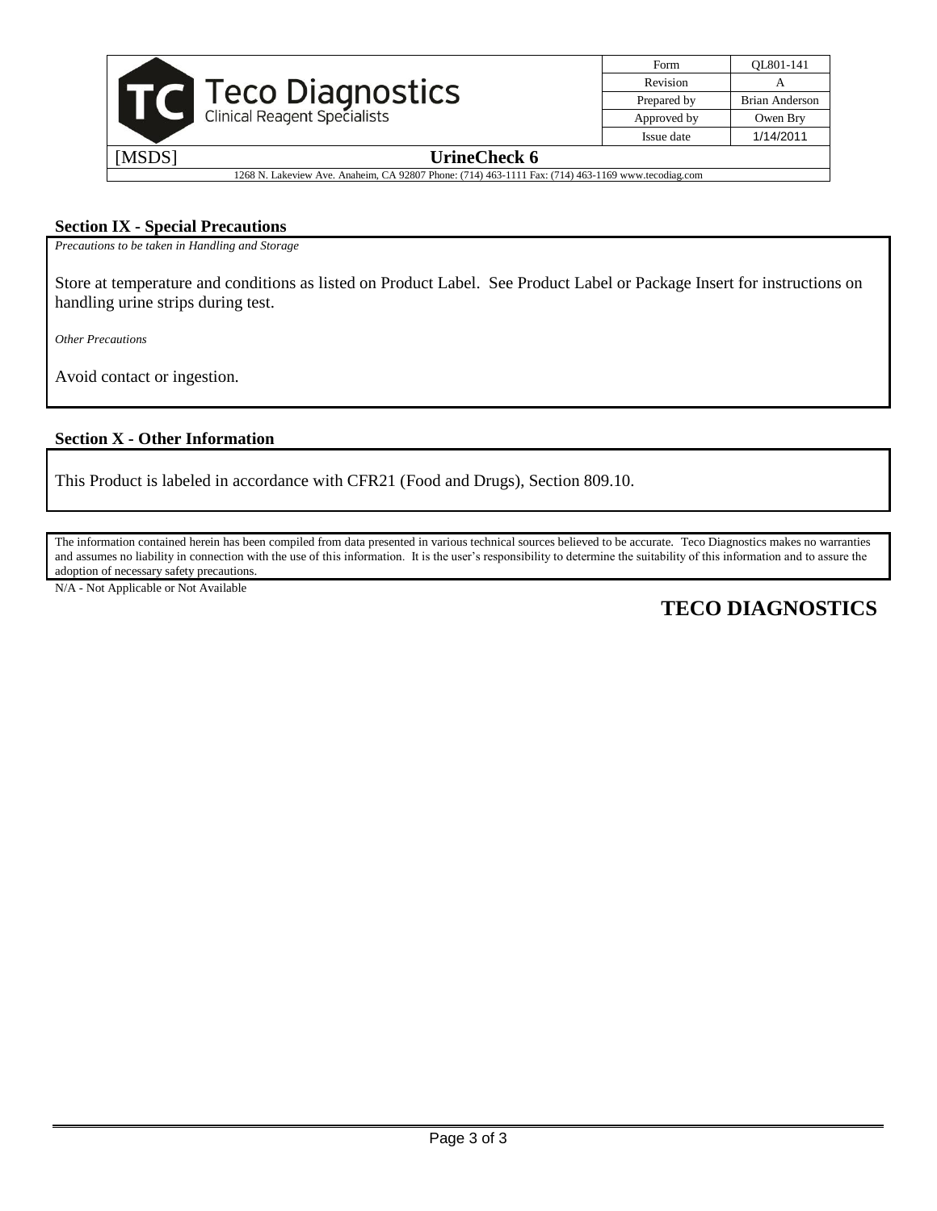## Section IX - Special Precautions

*Precautions to be taken in Handling and Storage*

Store at temperature and conditions as listed on Product Label. See Product Label or Package Insert for instructions on handling urine strips during test.

*Other Precautions*

Avoid contact or ingestion.

## Section X - Other Information

This Product is labeled in accordance with CFR21 (Food and Drugs), Section 809.10.

The information contained herein has been compiled from data presented in various technical sources believed to be accurate. Teco Diagnostics makes no warranties and assumes no liability in connection with the use of this information. It is the user's responsibility to determine the suitability of this information and to assure the adoption of necessary safety precautions.

N/A - Not Applicable or Not Available

**TECO DIAGNOSTICS**